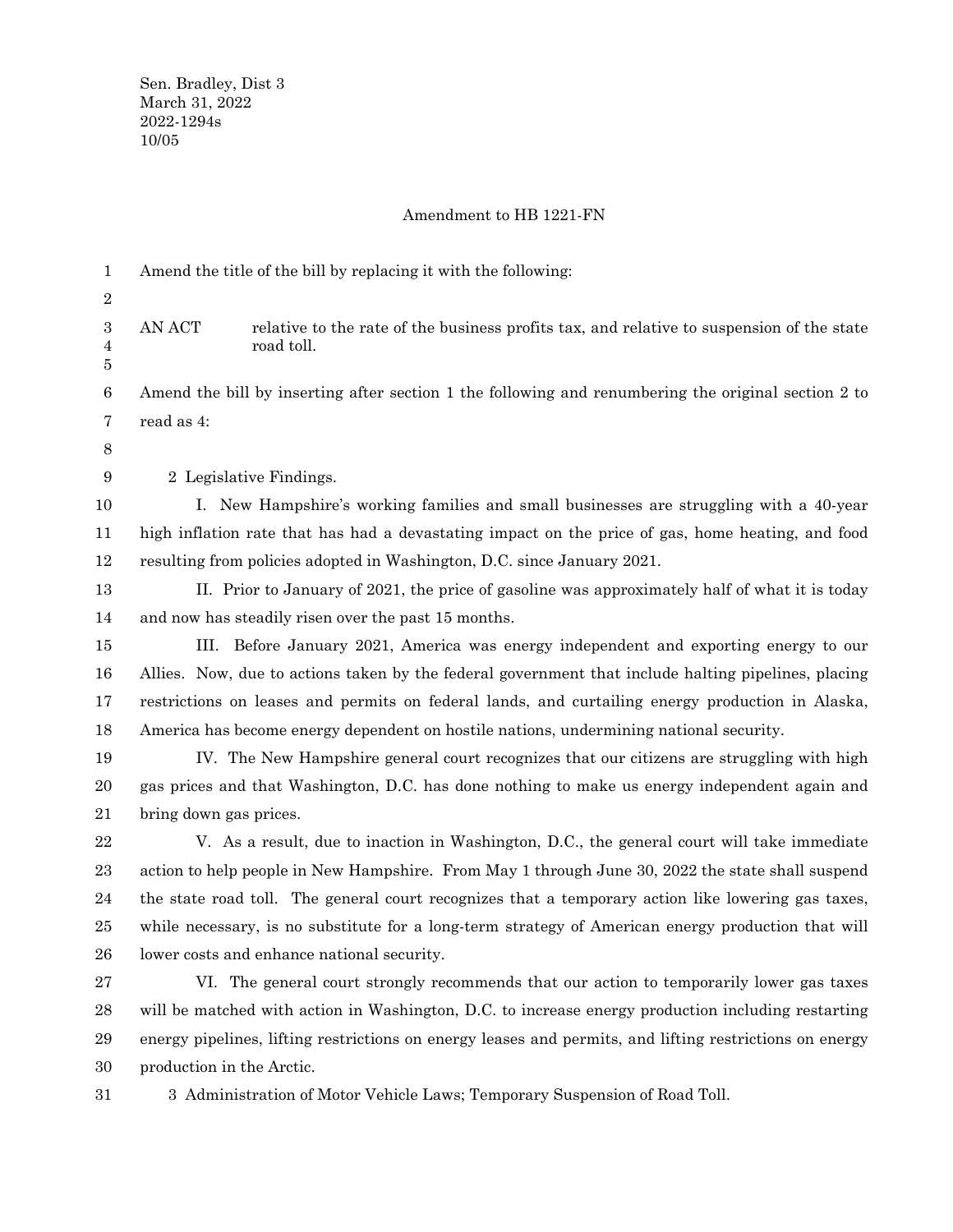Sen. Bradley, Dist 3
March 31, 2022
2022-1294s
10/05

## Amendment to HB 1221-FN

Amend the title of the bill by replacing it with the following:

AN ACT relative to the rate of the business profits tax, and relative to suspension of the state road toll.

Amend the bill by inserting after section 1 the following and renumbering the original section 2 to read as 4:

2 Legislative Findings.

I. New Hampshire's working families and small businesses are struggling with a 40-year high inflation rate that has had a devastating impact on the price of gas, home heating, and food resulting from policies adopted in Washington, D.C. since January 2021.

II. Prior to January of 2021, the price of gasoline was approximately half of what it is today and now has steadily risen over the past 15 months.

III. Before January 2021, America was energy independent and exporting energy to our Allies. Now, due to actions taken by the federal government that include halting pipelines, placing restrictions on leases and permits on federal lands, and curtailing energy production in Alaska, America has become energy dependent on hostile nations, undermining national security.

IV. The New Hampshire general court recognizes that our citizens are struggling with high gas prices and that Washington, D.C. has done nothing to make us energy independent again and bring down gas prices.

V. As a result, due to inaction in Washington, D.C., the general court will take immediate action to help people in New Hampshire. From May 1 through June 30, 2022 the state shall suspend the state road toll. The general court recognizes that a temporary action like lowering gas taxes, while necessary, is no substitute for a long-term strategy of American energy production that will lower costs and enhance national security.

VI. The general court strongly recommends that our action to temporarily lower gas taxes will be matched with action in Washington, D.C. to increase energy production including restarting energy pipelines, lifting restrictions on energy leases and permits, and lifting restrictions on energy production in the Arctic.

3 Administration of Motor Vehicle Laws; Temporary Suspension of Road Toll.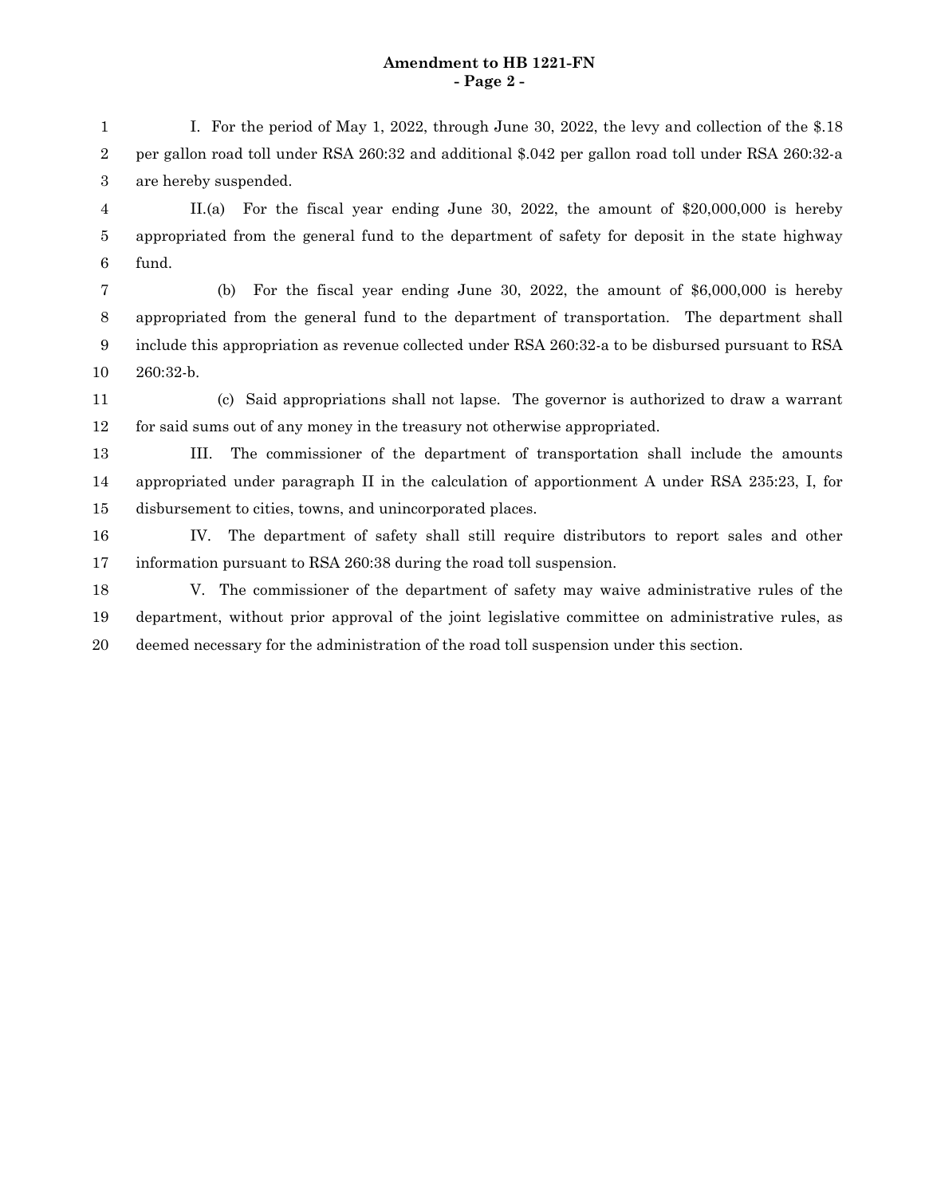I. For the period of May 1, 2022, through June 30, 2022, the levy and collection of the $.18 per gallon road toll under RSA 260:32 and additional $.042 per gallon road toll under RSA 260:32-a are hereby suspended.

II.(a) For the fiscal year ending June 30, 2022, the amount of $20,000,000 is hereby appropriated from the general fund to the department of safety for deposit in the state highway fund.

(b) For the fiscal year ending June 30, 2022, the amount of $6,000,000 is hereby appropriated from the general fund to the department of transportation. The department shall include this appropriation as revenue collected under RSA 260:32-a to be disbursed pursuant to RSA 260:32-b.

(c) Said appropriations shall not lapse. The governor is authorized to draw a warrant for said sums out of any money in the treasury not otherwise appropriated.

III. The commissioner of the department of transportation shall include the amounts appropriated under paragraph II in the calculation of apportionment A under RSA 235:23, I, for disbursement to cities, towns, and unincorporated places.

IV. The department of safety shall still require distributors to report sales and other information pursuant to RSA 260:38 during the road toll suspension.

V. The commissioner of the department of safety may waive administrative rules of the department, without prior approval of the joint legislative committee on administrative rules, as deemed necessary for the administration of the road toll suspension under this section.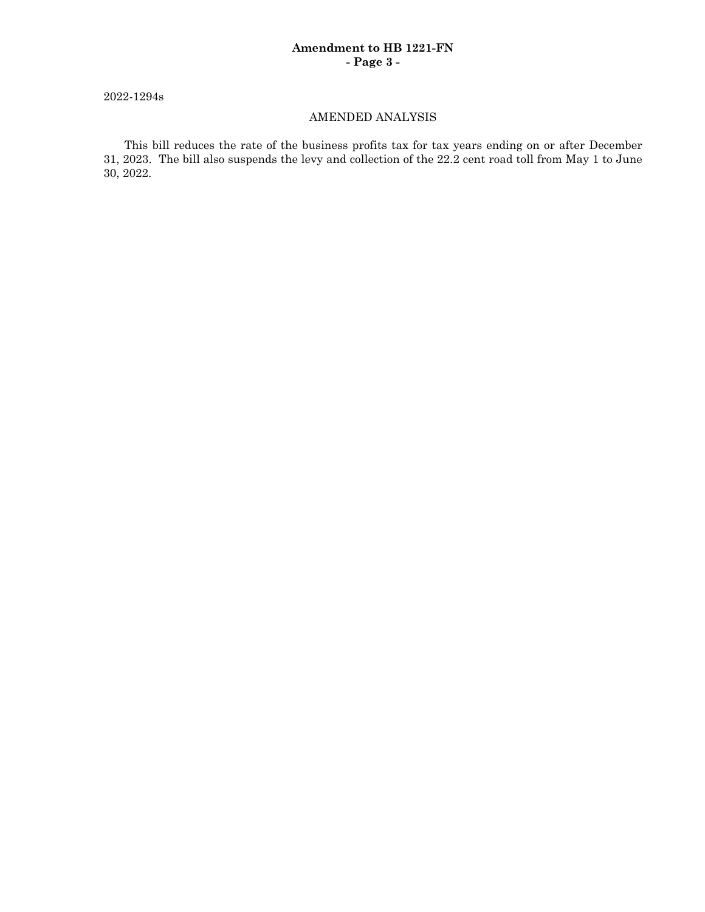2022-1294s

## AMENDED ANALYSIS

This bill reduces the rate of the business profits tax for tax years ending on or after December 31, 2023. The bill also suspends the levy and collection of the 22.2 cent road toll from May 1 to June 30, 2022.